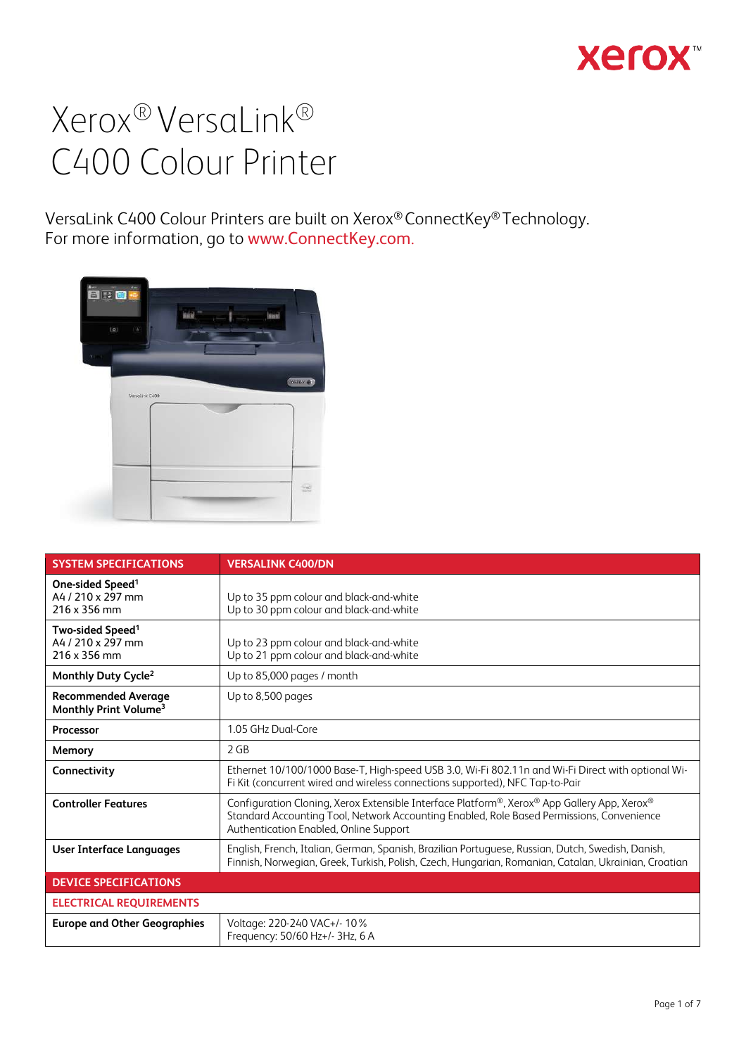# Xerox® VersaLink® C400 Colour Printer

VersaLink C400 Colour Printers are built on Xerox® ConnectKey® Technology.
For more information, go to www.ConnectKey.com.

| SYSTEM SPECIFICATIONS | VERSALINK C400/DN |
|---|---|
| **One-sided Speed**[1]<br>A4 / 210 x 297 mm<br>216 x 356 mm | Up to 35 ppm colour and black-and-white<br>Up to 30 ppm colour and black-and-white |
| **Two-sided Speed**[1]<br>A4 / 210 x 297 mm<br>216 x 356 mm | Up to 23 ppm colour and black-and-white<br>Up to 21 ppm colour and black-and-white |
| **Monthly Duty Cycle**[2] | Up to 85,000 pages / month |
| **Recommended Average Monthly Print Volume**[3] | Up to 8,500 pages |
| **Processor** | 1.05 GHz Dual-Core |
| **Memory** | 2 GB |
| **Connectivity** | Ethernet 10/100/1000 Base-T, High-speed USB 3.0, Wi-Fi 802.11n and Wi-Fi Direct with optional Wi-Fi Kit (concurrent wired and wireless connections supported), NFC Tap-to-Pair |
| **Controller Features** | Configuration Cloning, Xerox Extensible Interface Platform®, Xerox® App Gallery App, Xerox® Standard Accounting Tool, Network Accounting Enabled, Role Based Permissions, Convenience Authentication Enabled, Online Support |
| **User Interface Languages** | English, French, Italian, German, Spanish, Brazilian Portuguese, Russian, Dutch, Swedish, Danish, Finnish, Norwegian, Greek, Turkish, Polish, Czech, Hungarian, Romanian, Catalan, Ukrainian, Croatian |
| **DEVICE SPECIFICATIONS** | |
| **ELECTRICAL REQUIREMENTS** | |
| **Europe and Other Geographies** | Voltage: 220-240 VAC+/- 10 %<br>Frequency: 50/60 Hz+/- 3Hz, 6 A |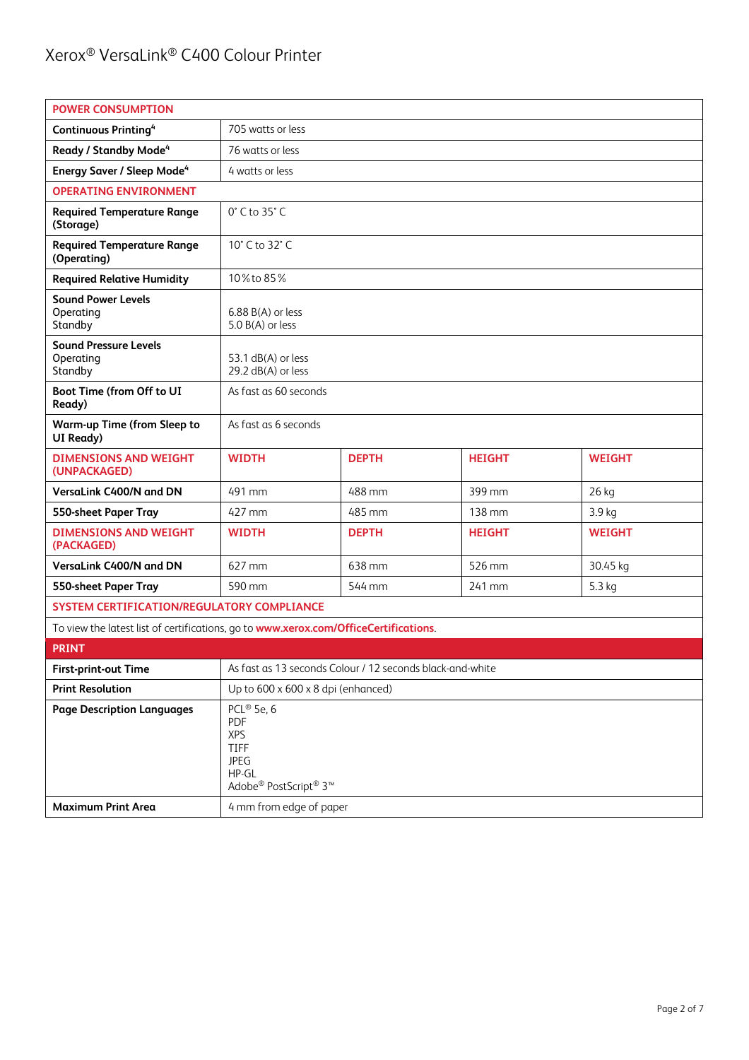| POWER CONSUMPTION | | | | |
|---|---|---|---|---|
| **Continuous Printing**[4] | 705 watts or less | | | |
| **Ready / Standby Mode**[4] | 76 watts or less | | | |
| **Energy Saver / Sleep Mode**[4] | 4 watts or less | | | |
| **OPERATING ENVIRONMENT** | | | | |
| **Required Temperature Range (Storage)** | 0° C to 35° C | | | |
| **Required Temperature Range (Operating)** | 10° C to 32° C | | | |
| **Required Relative Humidity** | 10% to 85% | | | |
| **Sound Power Levels** Operating Standby | 6.88 B(A) or less 5.0 B(A) or less | | | |
| **Sound Pressure Levels** Operating Standby | 53.1 dB(A) or less 29.2 dB(A) or less | | | |
| **Boot Time (from Off to UI Ready)** | As fast as 60 seconds | | | |
| **Warm-up Time (from Sleep to UI Ready)** | As fast as 6 seconds | | | |
| **DIMENSIONS AND WEIGHT (UNPACKAGED)** | **WIDTH** | **DEPTH** | **HEIGHT** | **WEIGHT** |
| **VersaLink C400/N and DN** | 491 mm | 488 mm | 399 mm | 26 kg |
| **550-sheet Paper Tray** | 427 mm | 485 mm | 138 mm | 3.9 kg |
| **DIMENSIONS AND WEIGHT (PACKAGED)** | **WIDTH** | **DEPTH** | **HEIGHT** | **WEIGHT** |
| **VersaLink C400/N and DN** | 627 mm | 638 mm | 526 mm | 30.45 kg |
| **550-sheet Paper Tray** | 590 mm | 544 mm | 241 mm | 5.3 kg |
| **SYSTEM CERTIFICATION/REGULATORY COMPLIANCE** | | | | |
| To view the latest list of certifications, go to **www.xerox.com/OfficeCertifications**. | | | | |
| **PRINT** | | | | |
| **First-print-out Time** | As fast as 13 seconds Colour / 12 seconds black-and-white | | | |
| **Print Resolution** | Up to 600 x 600 x 8 dpi (enhanced) | | | |
| **Page Description Languages** | PCL® 5e, 6<br>PDF<br>XPS<br>TIFF<br>JPEG<br>HP-GL<br>Adobe® PostScript® 3™ | | | |
| **Maximum Print Area** | 4 mm from edge of paper | | | |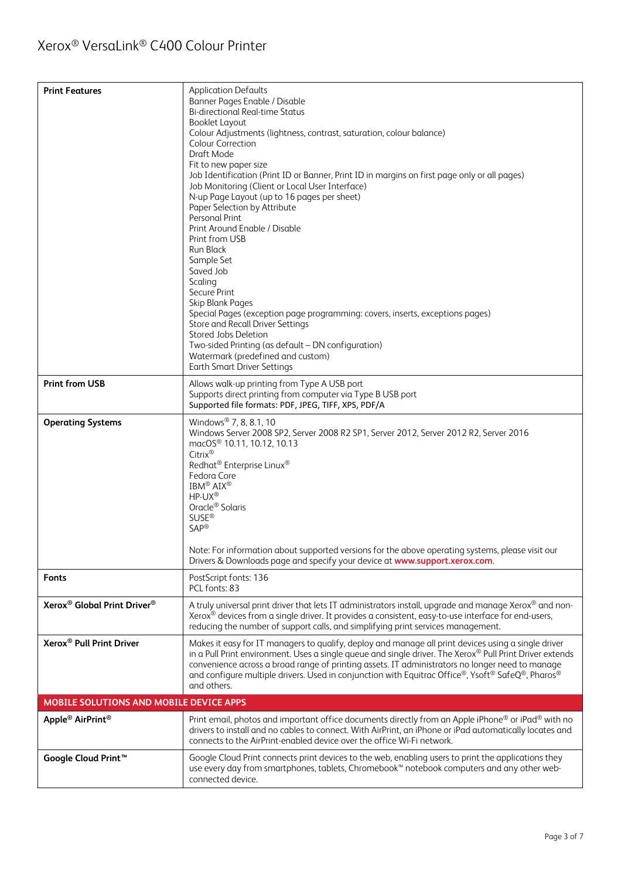| | |
|---|---|
| **Print Features** | Application Defaults<br>Banner Pages Enable / Disable<br>Bi-directional Real-time Status<br>Booklet Layout<br>Colour Adjustments (lightness, contrast, saturation, colour balance)<br>Colour Correction<br>Draft Mode<br>Fit to new paper size<br>Job Identification (Print ID or Banner, Print ID in margins on first page only or all pages)<br>Job Monitoring (Client or Local User Interface)<br>N-up Page Layout (up to 16 pages per sheet)<br>Paper Selection by Attribute<br>Personal Print<br>Print Around Enable / Disable<br>Print from USB<br>Run Black<br>Sample Set<br>Saved Job<br>Scaling<br>Secure Print<br>Skip Blank Pages<br>Special Pages (exception page programming: covers, inserts, exceptions pages)<br>Store and Recall Driver Settings<br>Stored Jobs Deletion<br>Two-sided Printing (as default – DN configuration)<br>Watermark (predefined and custom)<br>Earth Smart Driver Settings |
| **Print from USB** | Allows walk-up printing from Type A USB port<br>Supports direct printing from computer via Type B USB port<br>Supported file formats: PDF, JPEG, TIFF, XPS, PDF/A |
| **Operating Systems** | Windows® 7, 8, 8.1, 10<br>Windows Server 2008 SP2, Server 2008 R2 SP1, Server 2012, Server 2012 R2, Server 2016<br>macOS® 10.11, 10.12, 10.13<br>Citrix®<br>Redhat® Enterprise Linux®<br>Fedora Core<br>IBM® AIX®<br>HP-UX®<br>Oracle® Solaris<br>SUSE®<br>SAP®<br><br>Note: For information about supported versions for the above operating systems, please visit our Drivers & Downloads page and specify your device at **www.support.xerox.com**. |
| **Fonts** | PostScript fonts: 136<br>PCL fonts: 83 |
| **Xerox® Global Print Driver®** | A truly universal print driver that lets IT administrators install, upgrade and manage Xerox® and non-Xerox® devices from a single driver. It provides a consistent, easy-to-use interface for end-users, reducing the number of support calls, and simplifying print services management. |
| **Xerox® Pull Print Driver** | Makes it easy for IT managers to qualify, deploy and manage all print devices using a single driver in a Pull Print environment. Uses a single queue and single driver. The Xerox® Pull Print Driver extends convenience across a broad range of printing assets. IT administrators no longer need to manage and configure multiple drivers. Used in conjunction with Equitrac Office®, Ysoft® SafeQ®, Pharos® and others. |
| **MOBILE SOLUTIONS AND MOBILE DEVICE APPS** | |
| **Apple® AirPrint®** | Print email, photos and important office documents directly from an Apple iPhone® or iPad® with no drivers to install and no cables to connect. With AirPrint, an iPhone or iPad automatically locates and connects to the AirPrint-enabled device over the office Wi-Fi network. |
| **Google Cloud Print™** | Google Cloud Print connects print devices to the web, enabling users to print the applications they use every day from smartphones, tablets, Chromebook™ notebook computers and any other web-connected device. |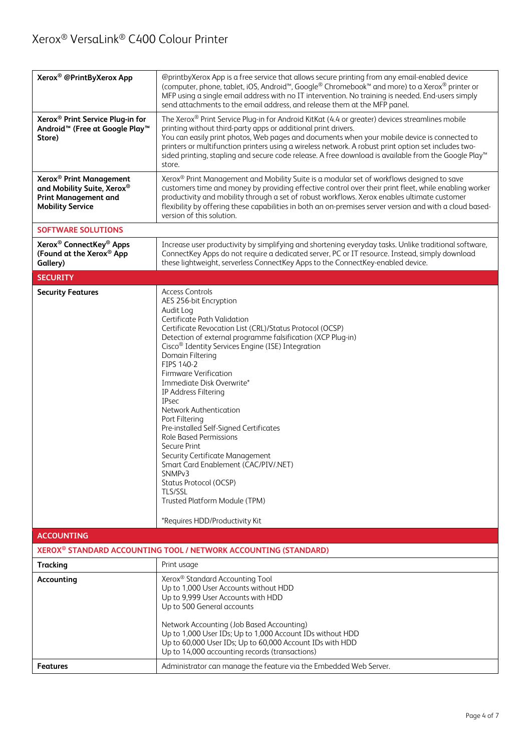| | |
|---|---|
| **Xerox® @PrintByXerox App** | @printbyXerox App is a free service that allows secure printing from any email-enabled device (computer, phone, tablet, iOS, Android™, Google® Chromebook™ and more) to a Xerox® printer or MFP using a single email address with no IT intervention. No training is needed. End-users simply send attachments to the email address, and release them at the MFP panel. |
| **Xerox® Print Service Plug-in for Android™ (Free at Google Play™ Store)** | The Xerox® Print Service Plug-in for Android KitKat (4.4 or greater) devices streamlines mobile printing without third-party apps or additional print drivers.<br>You can easily print photos, Web pages and documents when your mobile device is connected to printers or multifunction printers using a wireless network. A robust print option set includes two-sided printing, stapling and secure code release. A free download is available from the Google Play™ store. |
| **Xerox® Print Management and Mobility Suite, Xerox® Print Management and Mobility Service** | Xerox® Print Management and Mobility Suite is a modular set of workflows designed to save customers time and money by providing effective control over their print fleet, while enabling worker productivity and mobility through a set of robust workflows. Xerox enables ultimate customer flexibility by offering these capabilities in both an on-premises server version and with a cloud based-version of this solution. |
| **SOFTWARE SOLUTIONS** | |
| **Xerox® ConnectKey® Apps (Found at the Xerox® App Gallery)** | Increase user productivity by simplifying and shortening everyday tasks. Unlike traditional software, ConnectKey Apps do not require a dedicated server, PC or IT resource. Instead, simply download these lightweight, serverless ConnectKey Apps to the ConnectKey-enabled device. |
| **SECURITY** | |
| **Security Features** | Access Controls<br>AES 256-bit Encryption<br>Audit Log<br>Certificate Path Validation<br>Certificate Revocation List (CRL)/Status Protocol (OCSP)<br>Detection of external programme falsification (XCP Plug-in)<br>Cisco® Identity Services Engine (ISE) Integration<br>Domain Filtering<br>FIPS 140-2<br>Firmware Verification<br>Immediate Disk Overwrite*<br>IP Address Filtering<br>IPsec<br>Network Authentication<br>Port Filtering<br>Pre-installed Self-Signed Certificates<br>Role Based Permissions<br>Secure Print<br>Security Certificate Management<br>Smart Card Enablement (CAC/PIV/.NET)<br>SNMPv3<br>Status Protocol (OCSP)<br>TLS/SSL<br>Trusted Platform Module (TPM)<br><br>*Requires HDD/Productivity Kit |
| **ACCOUNTING** | |
| **XEROX® STANDARD ACCOUNTING TOOL / NETWORK ACCOUNTING (STANDARD)** | |
| **Tracking** | Print usage |
| **Accounting** | Xerox® Standard Accounting Tool<br>Up to 1,000 User Accounts without HDD<br>Up to 9,999 User Accounts with HDD<br>Up to 500 General accounts<br><br>Network Accounting (Job Based Accounting)<br>Up to 1,000 User IDs; Up to 1,000 Account IDs without HDD<br>Up to 60,000 User IDs; Up to 60,000 Account IDs with HDD<br>Up to 14,000 accounting records (transactions) |
| **Features** | Administrator can manage the feature via the Embedded Web Server. |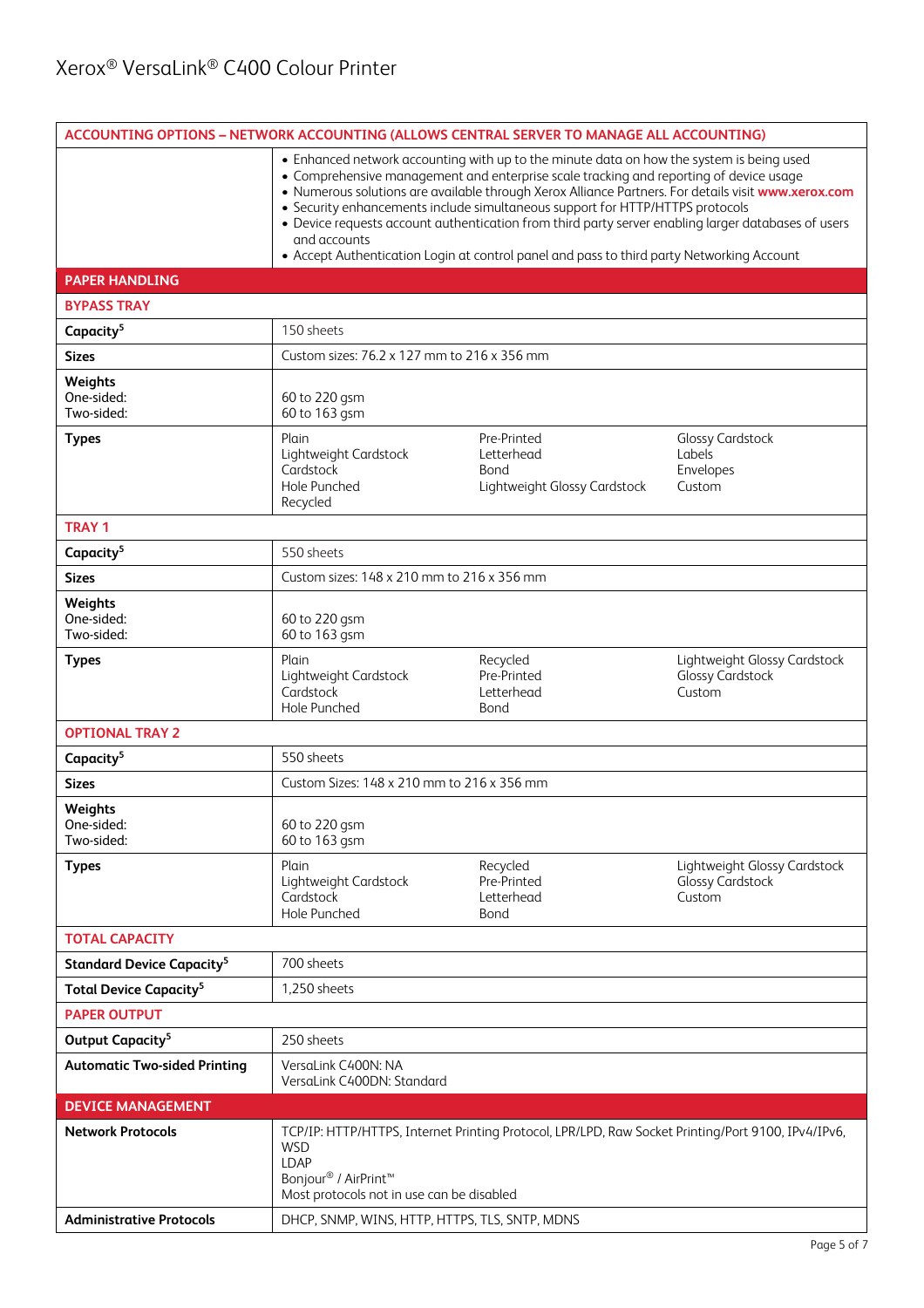# Xerox® VersaLink® C400 Colour Printer

| ACCOUNTING OPTIONS – NETWORK ACCOUNTING (ALLOWS CENTRAL SERVER TO MANAGE ALL ACCOUNTING) | | | |
|---|---|---|---|
| | • Enhanced network accounting with up to the minute data on how the system is being used<br>• Comprehensive management and enterprise scale tracking and reporting of device usage<br>• Numerous solutions are available through Xerox Alliance Partners. For details visit www.xerox.com<br>• Security enhancements include simultaneous support for HTTP/HTTPS protocols<br>• Device requests account authentication from third party server enabling larger databases of users and accounts<br>• Accept Authentication Login at control panel and pass to third party Networking Account | | |
| **PAPER HANDLING** | | | |
| **BYPASS TRAY** | | | |
| **Capacity[5]** | 150 sheets | | |
| **Sizes** | Custom sizes: 76.2 x 127 mm to 216 x 356 mm | | |
| **Weights**<br>One-sided:<br>Two-sided: | <br>60 to 220 gsm<br>60 to 163 gsm | | |
| **Types** | Plain<br>Lightweight Cardstock<br>Cardstock<br>Hole Punched<br>Recycled | Pre-Printed<br>Letterhead<br>Bond<br>Lightweight Glossy Cardstock | Glossy Cardstock<br>Labels<br>Envelopes<br>Custom |
| **TRAY 1** | | | |
| **Capacity[5]** | 550 sheets | | |
| **Sizes** | Custom sizes: 148 x 210 mm to 216 x 356 mm | | |
| **Weights**<br>One-sided:<br>Two-sided: | <br>60 to 220 gsm<br>60 to 163 gsm | | |
| **Types** | Plain<br>Lightweight Cardstock<br>Cardstock<br>Hole Punched | Recycled<br>Pre-Printed<br>Letterhead<br>Bond | Lightweight Glossy Cardstock<br>Glossy Cardstock<br>Custom |
| **OPTIONAL TRAY 2** | | | |
| **Capacity[5]** | 550 sheets | | |
| **Sizes** | Custom Sizes: 148 x 210 mm to 216 x 356 mm | | |
| **Weights**<br>One-sided:<br>Two-sided: | <br>60 to 220 gsm<br>60 to 163 gsm | | |
| **Types** | Plain<br>Lightweight Cardstock<br>Cardstock<br>Hole Punched | Recycled<br>Pre-Printed<br>Letterhead<br>Bond | Lightweight Glossy Cardstock<br>Glossy Cardstock<br>Custom |
| **TOTAL CAPACITY** | | | |
| **Standard Device Capacity[5]** | 700 sheets | | |
| **Total Device Capacity[5]** | 1,250 sheets | | |
| **PAPER OUTPUT** | | | |
| **Output Capacity[5]** | 250 sheets | | |
| **Automatic Two-sided Printing** | VersaLink C400N: NA<br>VersaLink C400DN: Standard | | |
| **DEVICE MANAGEMENT** | | | |
| **Network Protocols** | TCP/IP: HTTP/HTTPS, Internet Printing Protocol, LPR/LPD, Raw Socket Printing/Port 9100, IPv4/IPv6, WSD<br>LDAP<br>Bonjour® / AirPrint™<br>Most protocols not in use can be disabled | | |
| **Administrative Protocols** | DHCP, SNMP, WINS, HTTP, HTTPS, TLS, SNTP, MDNS | | |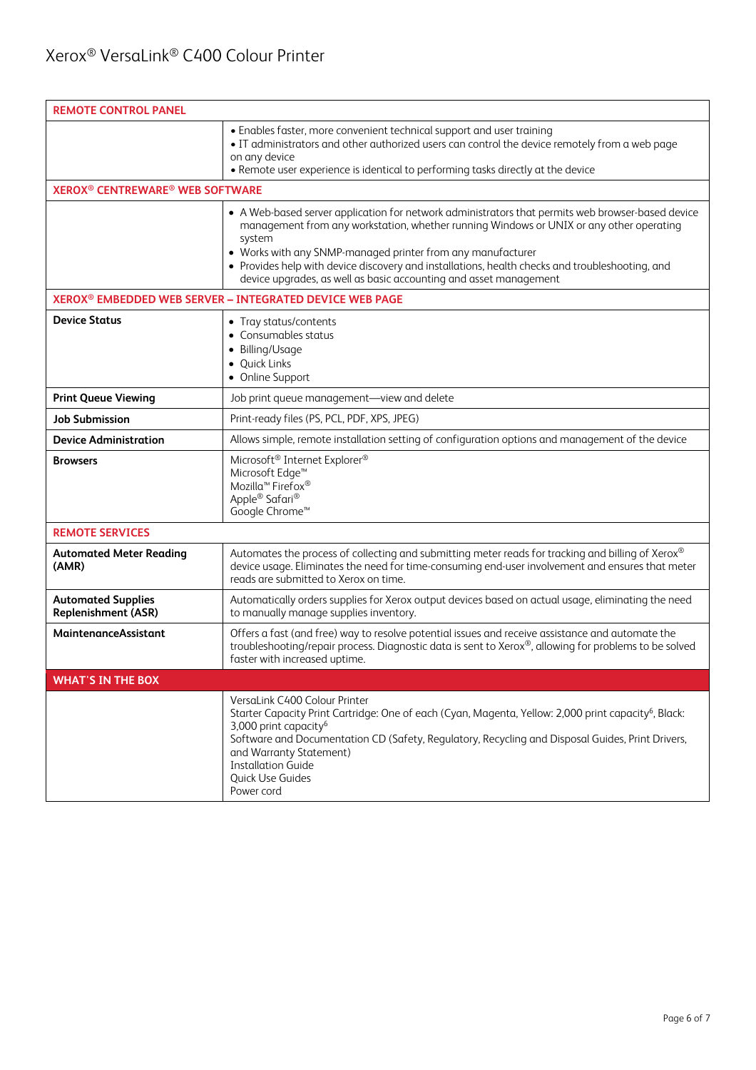| REMOTE CONTROL PANEL | |
|---|---|
| | • Enables faster, more convenient technical support and user training<br>• IT administrators and other authorized users can control the device remotely from a web page on any device<br>• Remote user experience is identical to performing tasks directly at the device |
| **XEROX® CENTREWARE® WEB SOFTWARE** | |
| | • A Web-based server application for network administrators that permits web browser-based device management from any workstation, whether running Windows or UNIX or any other operating system<br>• Works with any SNMP-managed printer from any manufacturer<br>• Provides help with device discovery and installations, health checks and troubleshooting, and device upgrades, as well as basic accounting and asset management |
| **XEROX® EMBEDDED WEB SERVER – INTEGRATED DEVICE WEB PAGE** | |
| **Device Status** | • Tray status/contents<br>• Consumables status<br>• Billing/Usage<br>• Quick Links<br>• Online Support |
| **Print Queue Viewing** | Job print queue management—view and delete |
| **Job Submission** | Print-ready files (PS, PCL, PDF, XPS, JPEG) |
| **Device Administration** | Allows simple, remote installation setting of configuration options and management of the device |
| **Browsers** | Microsoft® Internet Explorer®<br>Microsoft Edge™<br>Mozilla™ Firefox®<br>Apple® Safari®<br>Google Chrome™ |
| **REMOTE SERVICES** | |
| **Automated Meter Reading (AMR)** | Automates the process of collecting and submitting meter reads for tracking and billing of Xerox® device usage. Eliminates the need for time-consuming end-user involvement and ensures that meter reads are submitted to Xerox on time. |
| **Automated Supplies Replenishment (ASR)** | Automatically orders supplies for Xerox output devices based on actual usage, eliminating the need to manually manage supplies inventory. |
| **MaintenanceAssistant** | Offers a fast (and free) way to resolve potential issues and receive assistance and automate the troubleshooting/repair process. Diagnostic data is sent to Xerox®, allowing for problems to be solved faster with increased uptime. |
| **WHAT'S IN THE BOX** | |
| | VersaLink C400 Colour Printer<br>Starter Capacity Print Cartridge: One of each (Cyan, Magenta, Yellow: 2,000 print capacity[6], Black: 3,000 print capacity[6]<br>Software and Documentation CD (Safety, Regulatory, Recycling and Disposal Guides, Print Drivers, and Warranty Statement)<br>Installation Guide<br>Quick Use Guides<br>Power cord |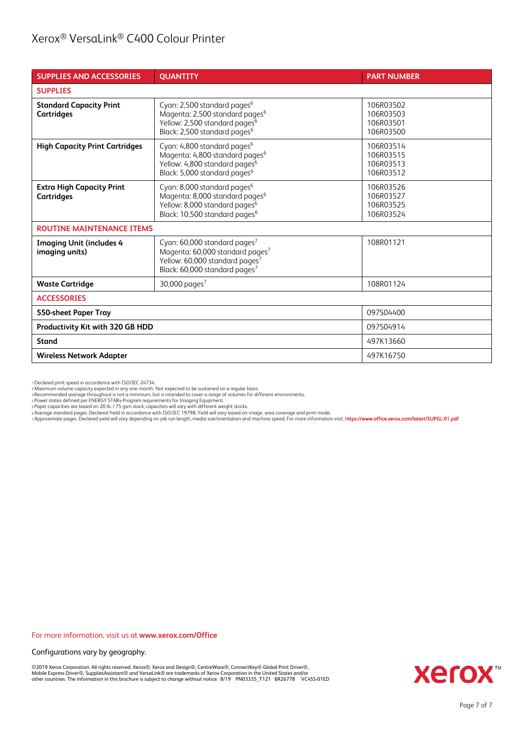| SUPPLIES AND ACCESSORIES | QUANTITY | PART NUMBER |
|---|---|---|
| **SUPPLIES** | | |
| **Standard Capacity Print Cartridges** | Cyan: 2,500 standard pages[6]<br>Magenta: 2,500 standard pages[6]<br>Yellow: 2,500 standard pages[6]<br>Black: 2,500 standard pages[6] | 106R03502<br>106R03503<br>106R03501<br>106R03500 |
| **High Capacity Print Cartridges** | Cyan: 4,800 standard pages[6]<br>Magenta: 4,800 standard pages[6]<br>Yellow: 4,800 standard pages[6]<br>Black: 5,000 standard pages[6] | 106R03514<br>106R03515<br>106R03513<br>106R03512 |
| **Extra High Capacity Print Cartridges** | Cyan: 8,000 standard pages[6]<br>Magenta: 8,000 standard pages[6]<br>Yellow: 8,000 standard pages[6]<br>Black: 10,500 standard pages[6] | 106R03526<br>106R03527<br>106R03525<br>106R03524 |
| **ROUTINE MAINTENANCE ITEMS** | | |
| **Imaging Unit (includes 4 imaging units)** | Cyan: 60,000 standard pages[7]<br>Magenta: 60,000 standard pages[7]<br>Yellow: 60,000 standard pages[7]<br>Black: 60,000 standard pages[7] | 108R01121 |
| **Waste Cartridge** | 30,000 pages[7] | 108R01124 |
| **ACCESSORIES** | | |
| **550-sheet Paper Tray** | | 097S04400 |
| **Productivity Kit with 320 GB HDD** | | 097S04914 |
| **Stand** | | 497K13660 |
| **Wireless Network Adapter** | | 497K16750 |

1 Declared print speed in accordance with ISO/IEC 24734.
2 Maximum volume capacity expected in any one month. Not expected to be sustained on a regular basis.
3 Recommended average throughout is not a minimum, but is intended to cover a range of volumes for different environments.
4 Power states defined per ENERGY STAR® Program requirements for Imaging Equipment.
5 Paper capacities are based on 20 lb. / 75 gsm stock; capacities will vary with different weight stocks.
6 Average standard pages. Declared Yield in accordance with ISO/IEC 19798. Yield will vary based on image, area coverage and print mode.
7 Approximate pages. Declared yield will vary depending on job run length, media size/orientation and machine speed. For more information visit: **https://www.office.xerox.com/latest/SUPGL-01.pdf**.

For more information, visit us at **www.xerox.com/Office**

Configurations vary by geography.

©2019 Xerox Corporation. All rights reserved. Xerox®, Xerox and Design®, CentreWare®, ConnectKey® Global Print Driver®, Mobile Express Driver®, SuppliesAssistant® and VersaLink® are trademarks of Xerox Corporation in the United States and/or other countries. The information in this brochure is subject to change without notice. 8/19 PN03335_T121 BR26778 VC4SS-01ED